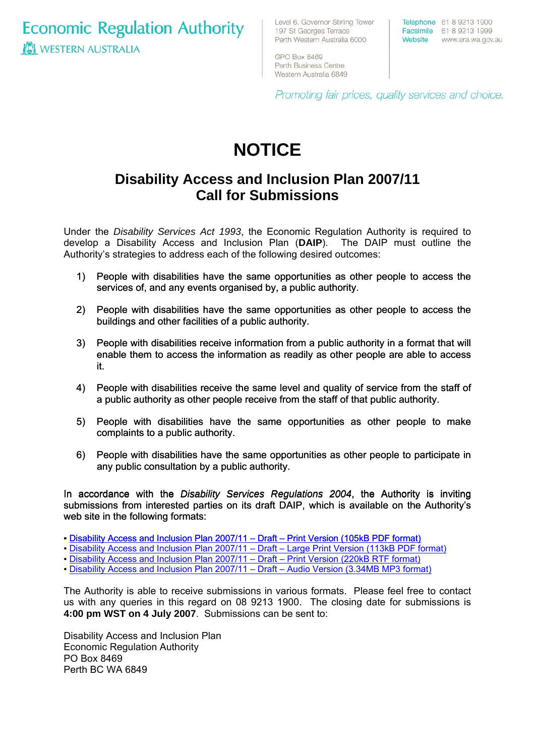Economic Regulation Authority
WESTERN AUSTRALIA

Level 6, Governor Stirling Tower
197 St Georges Terrace
Perth Western Australia 6000

GPO Box 8469
Perth Business Centre
Western Australia 6849

Telephone 61 8 9213 1900
Facsimile 61 8 9213 1999
Website www.era.wa.gov.au

*Promoting fair prices, quality services and choice.*

# NOTICE

## Disability Access and Inclusion Plan 2007/11
## Call for Submissions

Under the *Disability Services Act 1993*, the Economic Regulation Authority is required to develop a Disability Access and Inclusion Plan (**DAIP**). The DAIP must outline the Authority's strategies to address each of the following desired outcomes:

1) People with disabilities have the same opportunities as other people to access the services of, and any events organised by, a public authority.

2) People with disabilities have the same opportunities as other people to access the buildings and other facilities of a public authority.

3) People with disabilities receive information from a public authority in a format that will enable them to access the information as readily as other people are able to access it.

4) People with disabilities receive the same level and quality of service from the staff of a public authority as other people receive from the staff of that public authority.

5) People with disabilities have the same opportunities as other people to make complaints to a public authority.

6) People with disabilities have the same opportunities as other people to participate in any public consultation by a public authority.

In accordance with the *Disability Services Regulations 2004*, the Authority is inviting submissions from interested parties on its draft DAIP, which is available on the Authority's web site in the following formats:

- Disability Access and Inclusion Plan 2007/11 – Draft – Print Version (105kB PDF format)
- Disability Access and Inclusion Plan 2007/11 – Draft – Large Print Version (113kB PDF format)
- Disability Access and Inclusion Plan 2007/11 – Draft – Print Version (220kB RTF format)
- Disability Access and Inclusion Plan 2007/11 – Draft – Audio Version (3.34MB MP3 format)

The Authority is able to receive submissions in various formats. Please feel free to contact us with any queries in this regard on 08 9213 1900. The closing date for submissions is **4:00 pm WST on 4 July 2007**. Submissions can be sent to:

Disability Access and Inclusion Plan
Economic Regulation Authority
PO Box 8469
Perth BC WA 6849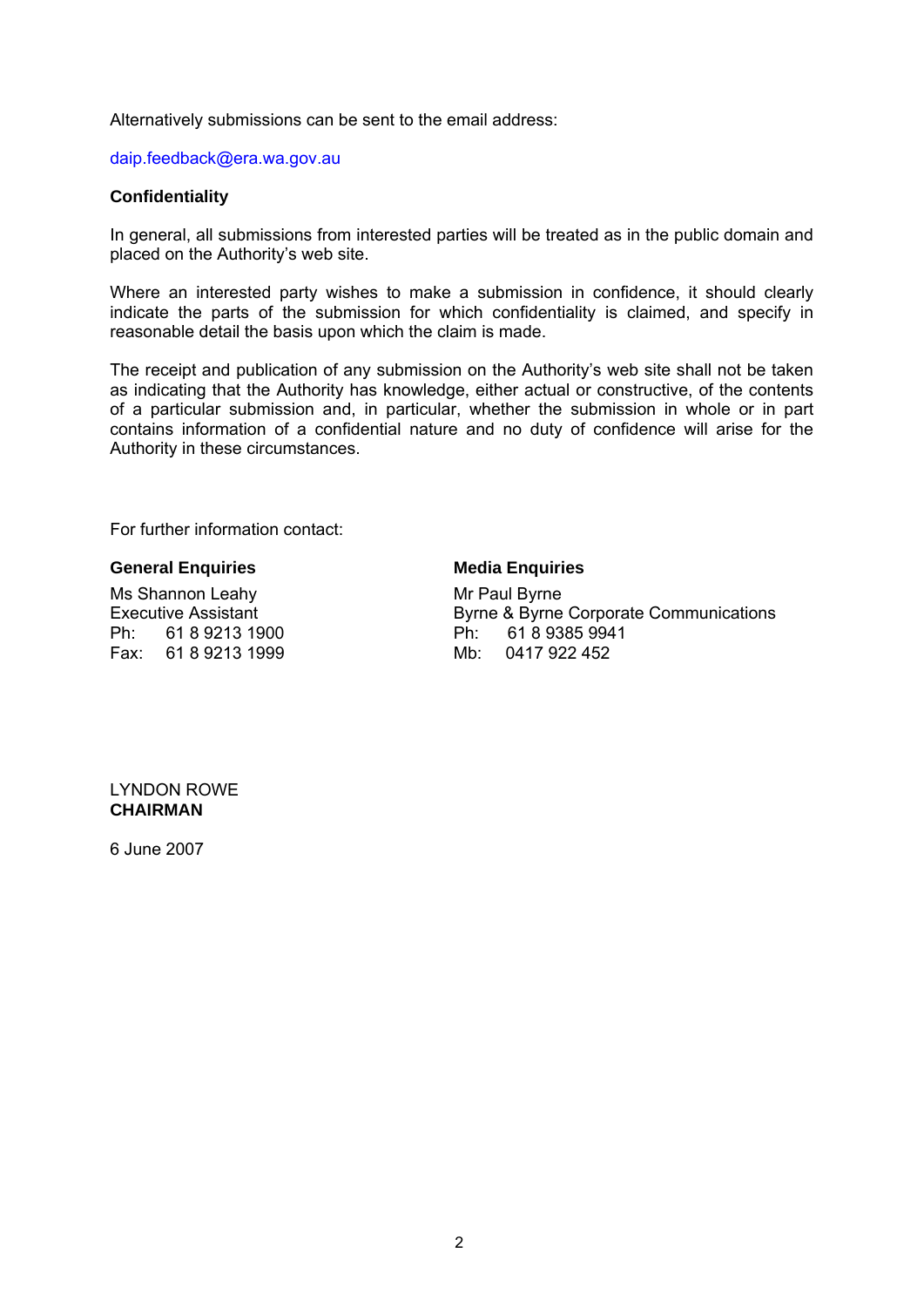Alternatively submissions can be sent to the email address:

daip.feedback@era.wa.gov.au

**Confidentiality**

In general, all submissions from interested parties will be treated as in the public domain and placed on the Authority's web site.

Where an interested party wishes to make a submission in confidence, it should clearly indicate the parts of the submission for which confidentiality is claimed, and specify in reasonable detail the basis upon which the claim is made.

The receipt and publication of any submission on the Authority's web site shall not be taken as indicating that the Authority has knowledge, either actual or constructive, of the contents of a particular submission and, in particular, whether the submission in whole or in part contains information of a confidential nature and no duty of confidence will arise for the Authority in these circumstances.

For further information contact:

**General Enquiries**

Ms Shannon Leahy
Executive Assistant
Ph: 61 8 9213 1900
Fax: 61 8 9213 1999

**Media Enquiries**

Mr Paul Byrne
Byrne & Byrne Corporate Communications
Ph: 61 8 9385 9941
Mb: 0417 922 452

LYNDON ROWE
**CHAIRMAN**

6 June 2007